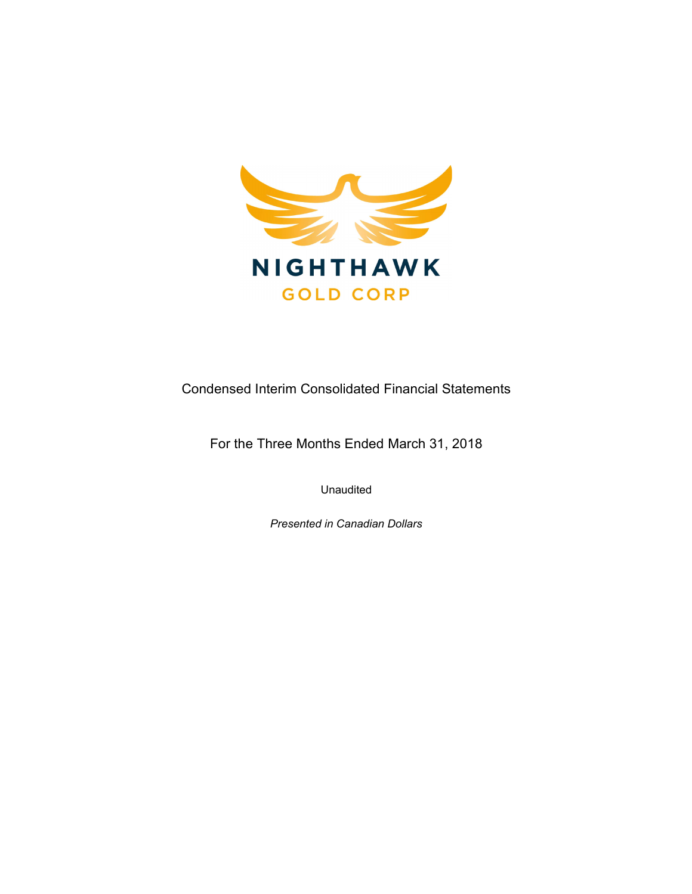NIGHTHAWK

GOLD CORP

Condensed Interim Consolidated Financial Statements

For the Three Months Ended March 31, 2018

Unaudited

*Presented in Canadian Dollars*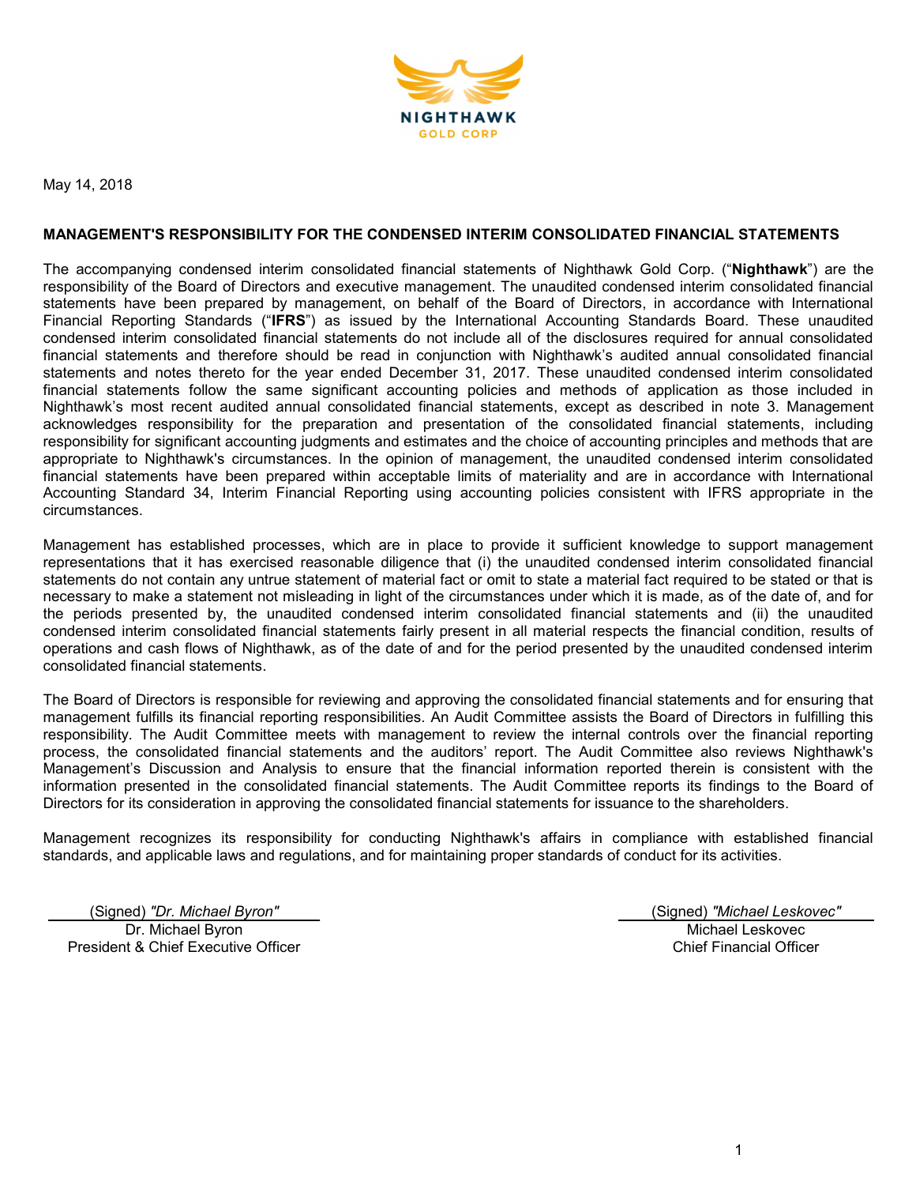May 14, 2018

## MANAGEMENT'S RESPONSIBILITY FOR THE CONDENSED INTERIM CONSOLIDATED FINANCIAL STATEMENTS

The accompanying condensed interim consolidated financial statements of Nighthawk Gold Corp. ("**Nighthawk**") are the responsibility of the Board of Directors and executive management. The unaudited condensed interim consolidated financial statements have been prepared by management, on behalf of the Board of Directors, in accordance with International Financial Reporting Standards ("**IFRS**") as issued by the International Accounting Standards Board. These unaudited condensed interim consolidated financial statements do not include all of the disclosures required for annual consolidated financial statements and therefore should be read in conjunction with Nighthawk's audited annual consolidated financial statements and notes thereto for the year ended December 31, 2017. These unaudited condensed interim consolidated financial statements follow the same significant accounting policies and methods of application as those included in Nighthawk's most recent audited annual consolidated financial statements, except as described in note 3. Management acknowledges responsibility for the preparation and presentation of the consolidated financial statements, including responsibility for significant accounting judgments and estimates and the choice of accounting principles and methods that are appropriate to Nighthawk's circumstances. In the opinion of management, the unaudited condensed interim consolidated financial statements have been prepared within acceptable limits of materiality and are in accordance with International Accounting Standard 34, Interim Financial Reporting using accounting policies consistent with IFRS appropriate in the circumstances.

Management has established processes, which are in place to provide it sufficient knowledge to support management representations that it has exercised reasonable diligence that (i) the unaudited condensed interim consolidated financial statements do not contain any untrue statement of material fact or omit to state a material fact required to be stated or that is necessary to make a statement not misleading in light of the circumstances under which it is made, as of the date of, and for the periods presented by, the unaudited condensed interim consolidated financial statements and (ii) the unaudited condensed interim consolidated financial statements fairly present in all material respects the financial condition, results of operations and cash flows of Nighthawk, as of the date of and for the period presented by the unaudited condensed interim consolidated financial statements.

The Board of Directors is responsible for reviewing and approving the consolidated financial statements and for ensuring that management fulfills its financial reporting responsibilities. An Audit Committee assists the Board of Directors in fulfilling this responsibility. The Audit Committee meets with management to review the internal controls over the financial reporting process, the consolidated financial statements and the auditors' report. The Audit Committee also reviews Nighthawk's Management's Discussion and Analysis to ensure that the financial information reported therein is consistent with the information presented in the consolidated financial statements. The Audit Committee reports its findings to the Board of Directors for its consideration in approving the consolidated financial statements for issuance to the shareholders.

Management recognizes its responsibility for conducting Nighthawk's affairs in compliance with established financial standards, and applicable laws and regulations, and for maintaining proper standards of conduct for its activities.

(Signed) *"Dr. Michael Byron"*
Dr. Michael Byron
President & Chief Executive Officer

(Signed) *"Michael Leskovec"*
Michael Leskovec
Chief Financial Officer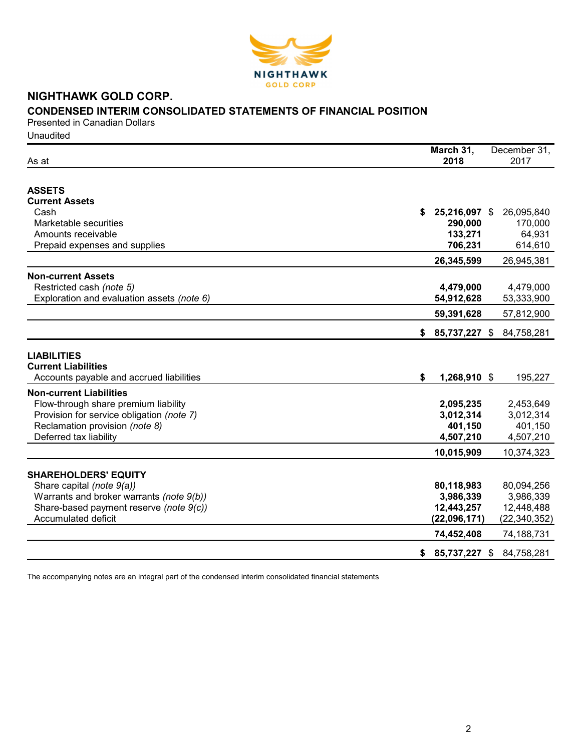# NIGHTHAWK GOLD CORP.

## CONDENSED INTERIM CONSOLIDATED STATEMENTS OF FINANCIAL POSITION

Presented in Canadian Dollars

Unaudited

| As at | March 31, 2018 | December 31, 2017 |
|---|---|---|
| **ASSETS** | | |
| **Current Assets** | | |
| Cash | **$ 25,216,097** | $ 26,095,840 |
| Marketable securities | **290,000** | 170,000 |
| Amounts receivable | **133,271** | 64,931 |
| Prepaid expenses and supplies | **706,231** | 614,610 |
| | **26,345,599** | 26,945,381 |
| **Non-current Assets** | | |
| Restricted cash *(note 5)* | **4,479,000** | 4,479,000 |
| Exploration and evaluation assets *(note 6)* | **54,912,628** | 53,333,900 |
| | **59,391,628** | 57,812,900 |
| | **$ 85,737,227** | $ 84,758,281 |
| **LIABILITIES** | | |
| **Current Liabilities** | | |
| Accounts payable and accrued liabilities | **$ 1,268,910** | $ 195,227 |
| **Non-current Liabilities** | | |
| Flow-through share premium liability | **2,095,235** | 2,453,649 |
| Provision for service obligation *(note 7)* | **3,012,314** | 3,012,314 |
| Reclamation provision *(note 8)* | **401,150** | 401,150 |
| Deferred tax liability | **4,507,210** | 4,507,210 |
| | **10,015,909** | 10,374,323 |
| **SHAREHOLDERS' EQUITY** | | |
| Share capital *(note 9(a))* | **80,118,983** | 80,094,256 |
| Warrants and broker warrants *(note 9(b))* | **3,986,339** | 3,986,339 |
| Share-based payment reserve *(note 9(c))* | **12,443,257** | 12,448,488 |
| Accumulated deficit | **(22,096,171)** | (22,340,352) |
| | **74,452,408** | 74,188,731 |
| | **$ 85,737,227** | $ 84,758,281 |

The accompanying notes are an integral part of the condensed interim consolidated financial statements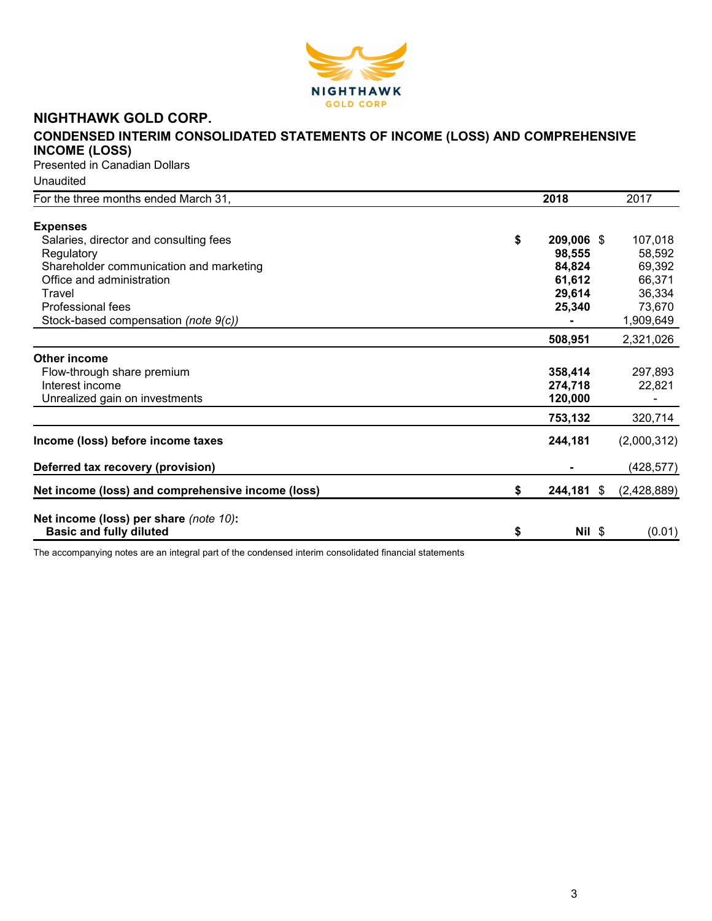# NIGHTHAWK GOLD CORP.

## CONDENSED INTERIM CONSOLIDATED STATEMENTS OF INCOME (LOSS) AND COMPREHENSIVE INCOME (LOSS)

Presented in Canadian Dollars

Unaudited

| For the three months ended March 31, | **2018** | 2017 |
|---|---|---|
| **Expenses** | | |
| Salaries, director and consulting fees | **$ 209,006** | $ 107,018 |
| Regulatory | **98,555** | 58,592 |
| Shareholder communication and marketing | **84,824** | 69,392 |
| Office and administration | **61,612** | 66,371 |
| Travel | **29,614** | 36,334 |
| Professional fees | **25,340** | 73,670 |
| Stock-based compensation *(note 9(c))* | **-** | 1,909,649 |
| | **508,951** | 2,321,026 |
| **Other income** | | |
| Flow-through share premium | **358,414** | 297,893 |
| Interest income | **274,718** | 22,821 |
| Unrealized gain on investments | **120,000** | - |
| | **753,132** | 320,714 |
| **Income (loss) before income taxes** | **244,181** | (2,000,312) |
| **Deferred tax recovery (provision)** | **-** | (428,577) |
| **Net income (loss) and comprehensive income (loss)** | **$ 244,181** | $ (2,428,889) |
| **Net income (loss) per share** *(note 10)*: | | |
| **Basic and fully diluted** | **$ Nil** | $ (0.01) |

The accompanying notes are an integral part of the condensed interim consolidated financial statements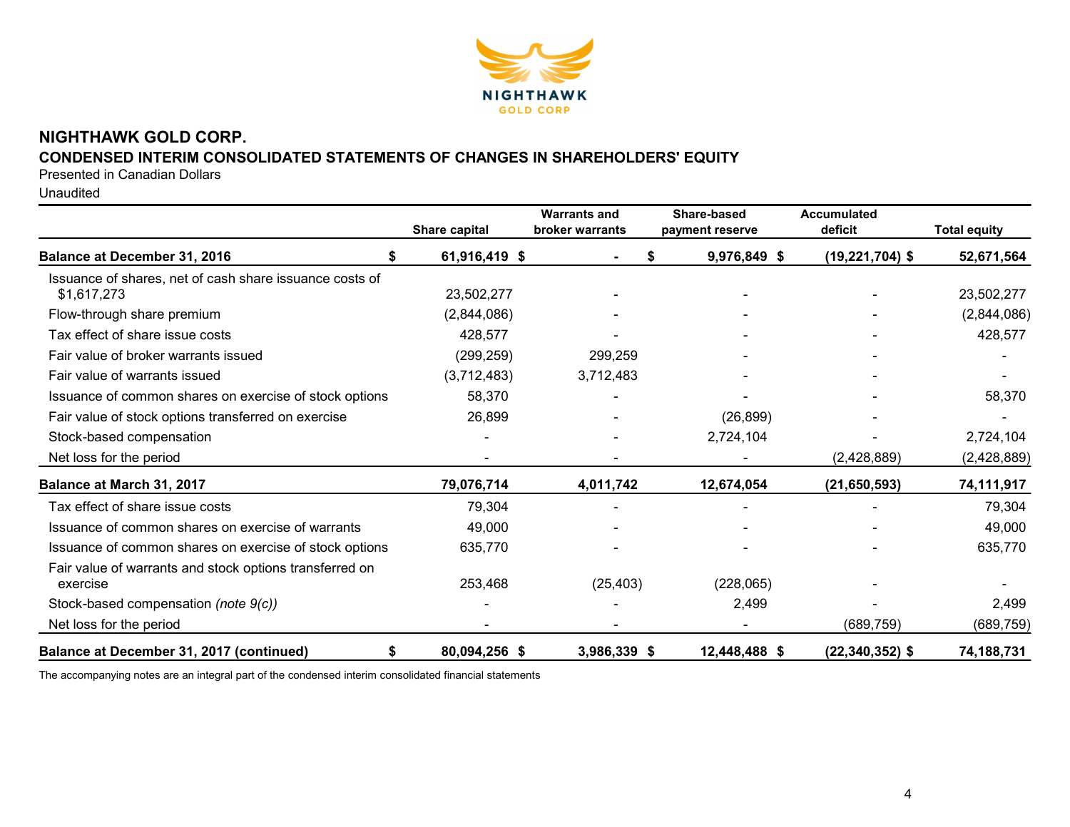# NIGHTHAWK GOLD CORP.

## CONDENSED INTERIM CONSOLIDATED STATEMENTS OF CHANGES IN SHAREHOLDERS' EQUITY

Presented in Canadian Dollars

Unaudited

| | Share capital | Warrants and broker warrants | Share-based payment reserve | Accumulated deficit | Total equity |
|---|---|---|---|---|---|
| **Balance at December 31, 2016** | **$ 61,916,419** | **$ -** | **$ 9,976,849** | **$ (19,221,704)** | **$ 52,671,564** |
| Issuance of shares, net of cash share issuance costs of $1,617,273 | 23,502,277 | - | - | - | 23,502,277 |
| Flow-through share premium | (2,844,086) | - | - | - | (2,844,086) |
| Tax effect of share issue costs | 428,577 | - | - | - | 428,577 |
| Fair value of broker warrants issued | (299,259) | 299,259 | - | - | - |
| Fair value of warrants issued | (3,712,483) | 3,712,483 | - | - | - |
| Issuance of common shares on exercise of stock options | 58,370 | - | - | - | 58,370 |
| Fair value of stock options transferred on exercise | 26,899 | - | (26,899) | - | - |
| Stock-based compensation | - | - | 2,724,104 | - | 2,724,104 |
| Net loss for the period | - | - | - | (2,428,889) | (2,428,889) |
| **Balance at March 31, 2017** | **79,076,714** | **4,011,742** | **12,674,054** | **(21,650,593)** | **74,111,917** |
| Tax effect of share issue costs | 79,304 | - | - | - | 79,304 |
| Issuance of common shares on exercise of warrants | 49,000 | - | - | - | 49,000 |
| Issuance of common shares on exercise of stock options | 635,770 | - | - | - | 635,770 |
| Fair value of warrants and stock options transferred on exercise | 253,468 | (25,403) | (228,065) | - | - |
| Stock-based compensation *(note 9(c))* | - | - | 2,499 | - | 2,499 |
| Net loss for the period | - | - | - | (689,759) | (689,759) |
| **Balance at December 31, 2017 (continued)** | **$ 80,094,256** | **$ 3,986,339** | **$ 12,448,488** | **$ (22,340,352)** | **$ 74,188,731** |

The accompanying notes are an integral part of the condensed interim consolidated financial statements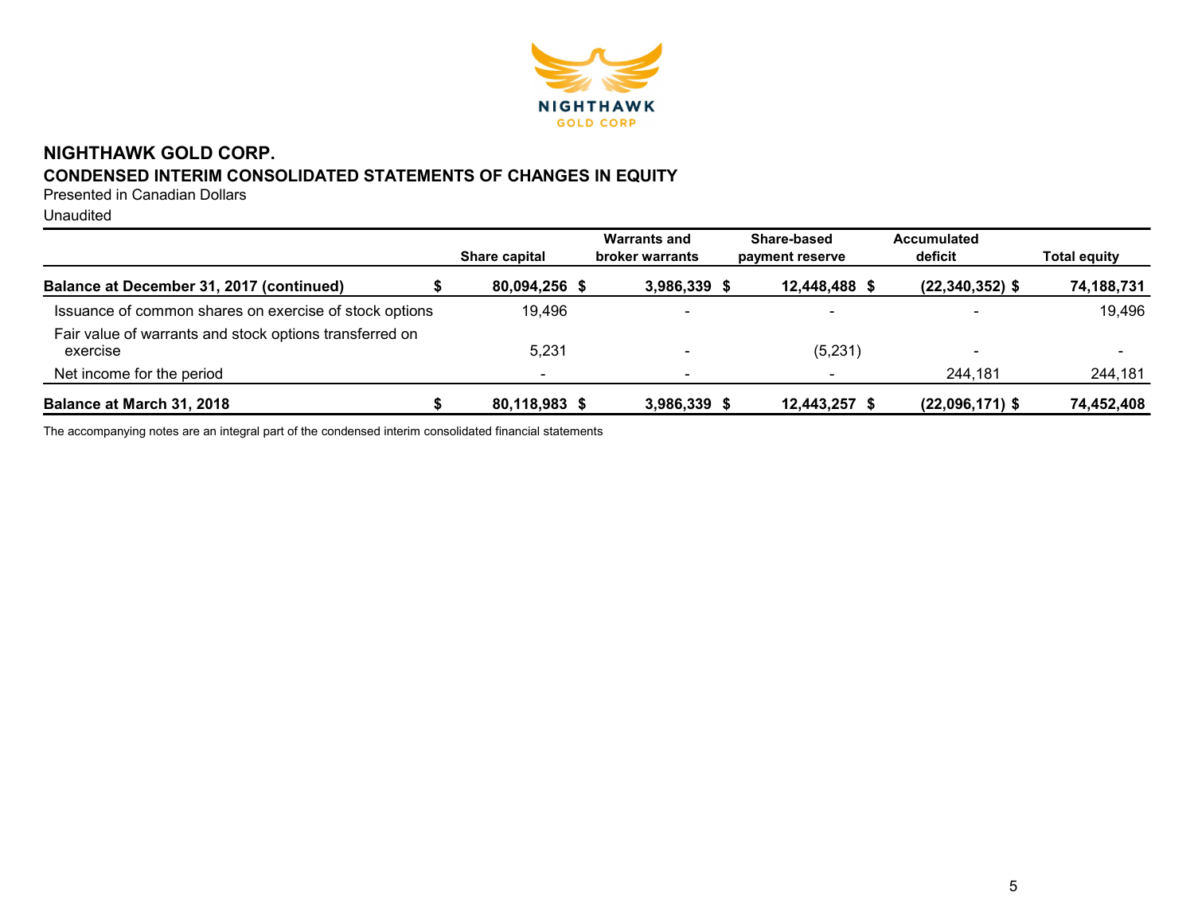# NIGHTHAWK GOLD CORP.

## CONDENSED INTERIM CONSOLIDATED STATEMENTS OF CHANGES IN EQUITY

Presented in Canadian Dollars

Unaudited

| | Share capital | Warrants and broker warrants | Share-based payment reserve | Accumulated deficit | Total equity |
|---|---|---|---|---|---|
| **Balance at December 31, 2017 (continued)** | **$ 80,094,256** | **$ 3,986,339** | **$ 12,448,488** | **$ (22,340,352)** | **$ 74,188,731** |
| Issuance of common shares on exercise of stock options | 19,496 | - | - | - | 19,496 |
| Fair value of warrants and stock options transferred on exercise | 5,231 | - | (5,231) | - | - |
| Net income for the period | - | - | - | 244,181 | 244,181 |
| **Balance at March 31, 2018** | **$ 80,118,983** | **$ 3,986,339** | **$ 12,443,257** | **$ (22,096,171)** | **$ 74,452,408** |

The accompanying notes are an integral part of the condensed interim consolidated financial statements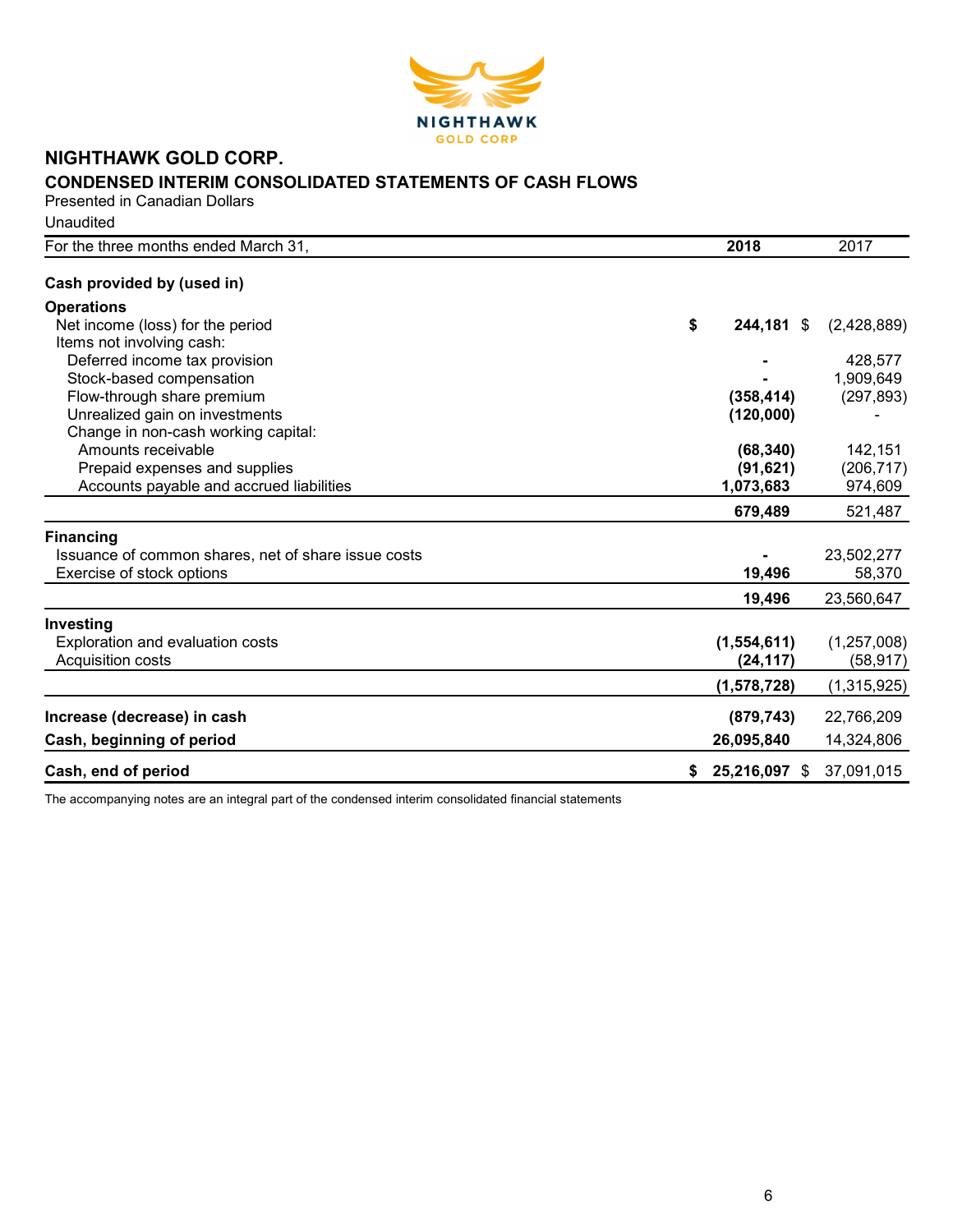# NIGHTHAWK GOLD CORP.

## CONDENSED INTERIM CONSOLIDATED STATEMENTS OF CASH FLOWS

Presented in Canadian Dollars

Unaudited

| For the three months ended March 31, | 2018 | 2017 |
|---|---|---|
| **Cash provided by (used in)** | | |
| **Operations** | | |
| Net income (loss) for the period | **$ 244,181** | $ (2,428,889) |
| Items not involving cash: | | |
| Deferred income tax provision | **-** | 428,577 |
| Stock-based compensation | **-** | 1,909,649 |
| Flow-through share premium | **(358,414)** | (297,893) |
| Unrealized gain on investments | **(120,000)** | - |
| Change in non-cash working capital: | | |
| Amounts receivable | **(68,340)** | 142,151 |
| Prepaid expenses and supplies | **(91,621)** | (206,717) |
| Accounts payable and accrued liabilities | **1,073,683** | 974,609 |
| | **679,489** | 521,487 |
| **Financing** | | |
| Issuance of common shares, net of share issue costs | **-** | 23,502,277 |
| Exercise of stock options | **19,496** | 58,370 |
| | **19,496** | 23,560,647 |
| **Investing** | | |
| Exploration and evaluation costs | **(1,554,611)** | (1,257,008) |
| Acquisition costs | **(24,117)** | (58,917) |
| | **(1,578,728)** | (1,315,925) |
| **Increase (decrease) in cash** | **(879,743)** | 22,766,209 |
| **Cash, beginning of period** | **26,095,840** | 14,324,806 |
| **Cash, end of period** | **$ 25,216,097** | $ 37,091,015 |

The accompanying notes are an integral part of the condensed interim consolidated financial statements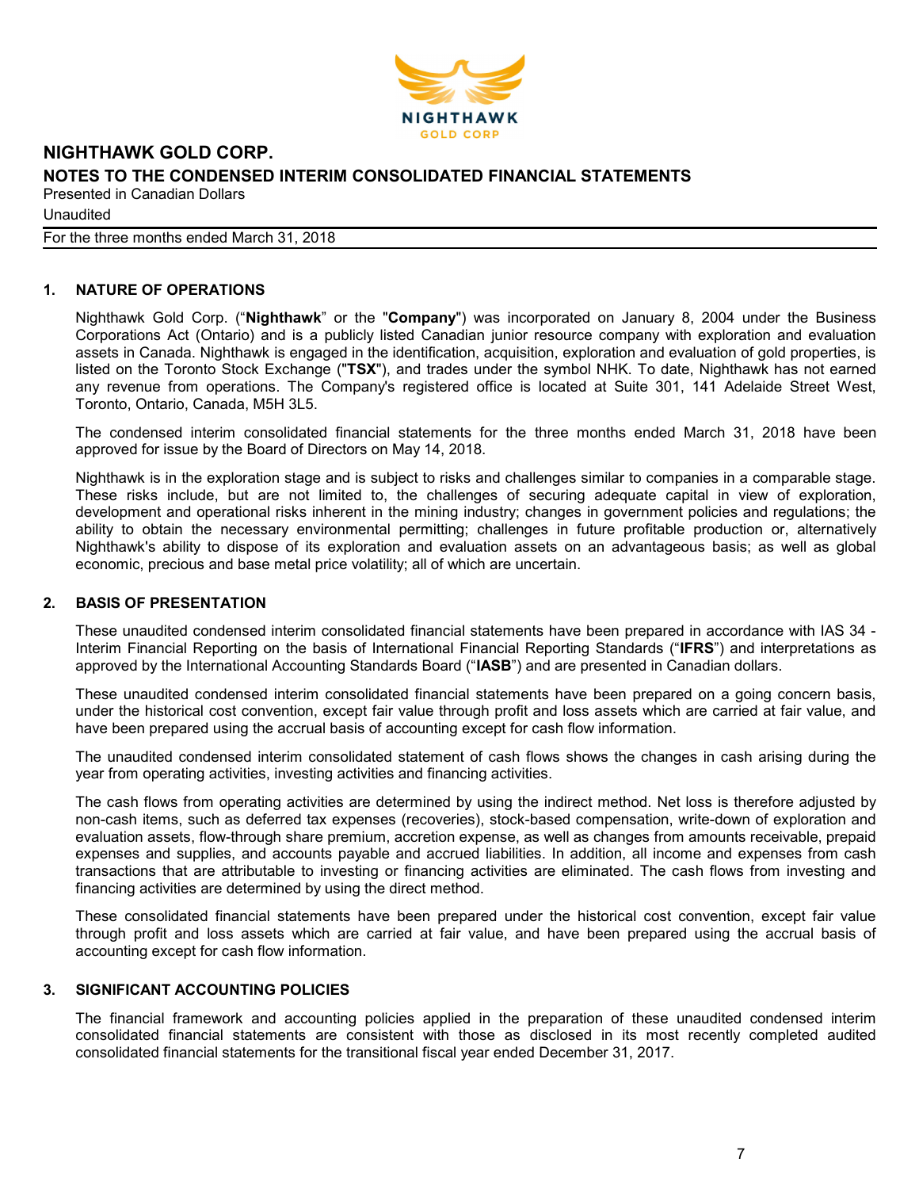# NIGHTHAWK GOLD CORP.

## NOTES TO THE CONDENSED INTERIM CONSOLIDATED FINANCIAL STATEMENTS

Presented in Canadian Dollars

Unaudited

For the three months ended March 31, 2018

### 1. NATURE OF OPERATIONS

Nighthawk Gold Corp. ("**Nighthawk**" or the "**Company**") was incorporated on January 8, 2004 under the Business Corporations Act (Ontario) and is a publicly listed Canadian junior resource company with exploration and evaluation assets in Canada. Nighthawk is engaged in the identification, acquisition, exploration and evaluation of gold properties, is listed on the Toronto Stock Exchange ("**TSX**"), and trades under the symbol NHK. To date, Nighthawk has not earned any revenue from operations. The Company's registered office is located at Suite 301, 141 Adelaide Street West, Toronto, Ontario, Canada, M5H 3L5.

The condensed interim consolidated financial statements for the three months ended March 31, 2018 have been approved for issue by the Board of Directors on May 14, 2018.

Nighthawk is in the exploration stage and is subject to risks and challenges similar to companies in a comparable stage. These risks include, but are not limited to, the challenges of securing adequate capital in view of exploration, development and operational risks inherent in the mining industry; changes in government policies and regulations; the ability to obtain the necessary environmental permitting; challenges in future profitable production or, alternatively Nighthawk's ability to dispose of its exploration and evaluation assets on an advantageous basis; as well as global economic, precious and base metal price volatility; all of which are uncertain.

### 2. BASIS OF PRESENTATION

These unaudited condensed interim consolidated financial statements have been prepared in accordance with IAS 34 - Interim Financial Reporting on the basis of International Financial Reporting Standards ("**IFRS**") and interpretations as approved by the International Accounting Standards Board ("**IASB**") and are presented in Canadian dollars.

These unaudited condensed interim consolidated financial statements have been prepared on a going concern basis, under the historical cost convention, except fair value through profit and loss assets which are carried at fair value, and have been prepared using the accrual basis of accounting except for cash flow information.

The unaudited condensed interim consolidated statement of cash flows shows the changes in cash arising during the year from operating activities, investing activities and financing activities.

The cash flows from operating activities are determined by using the indirect method. Net loss is therefore adjusted by non-cash items, such as deferred tax expenses (recoveries), stock-based compensation, write-down of exploration and evaluation assets, flow-through share premium, accretion expense, as well as changes from amounts receivable, prepaid expenses and supplies, and accounts payable and accrued liabilities. In addition, all income and expenses from cash transactions that are attributable to investing or financing activities are eliminated. The cash flows from investing and financing activities are determined by using the direct method.

These consolidated financial statements have been prepared under the historical cost convention, except fair value through profit and loss assets which are carried at fair value, and have been prepared using the accrual basis of accounting except for cash flow information.

### 3. SIGNIFICANT ACCOUNTING POLICIES

The financial framework and accounting policies applied in the preparation of these unaudited condensed interim consolidated financial statements are consistent with those as disclosed in its most recently completed audited consolidated financial statements for the transitional fiscal year ended December 31, 2017.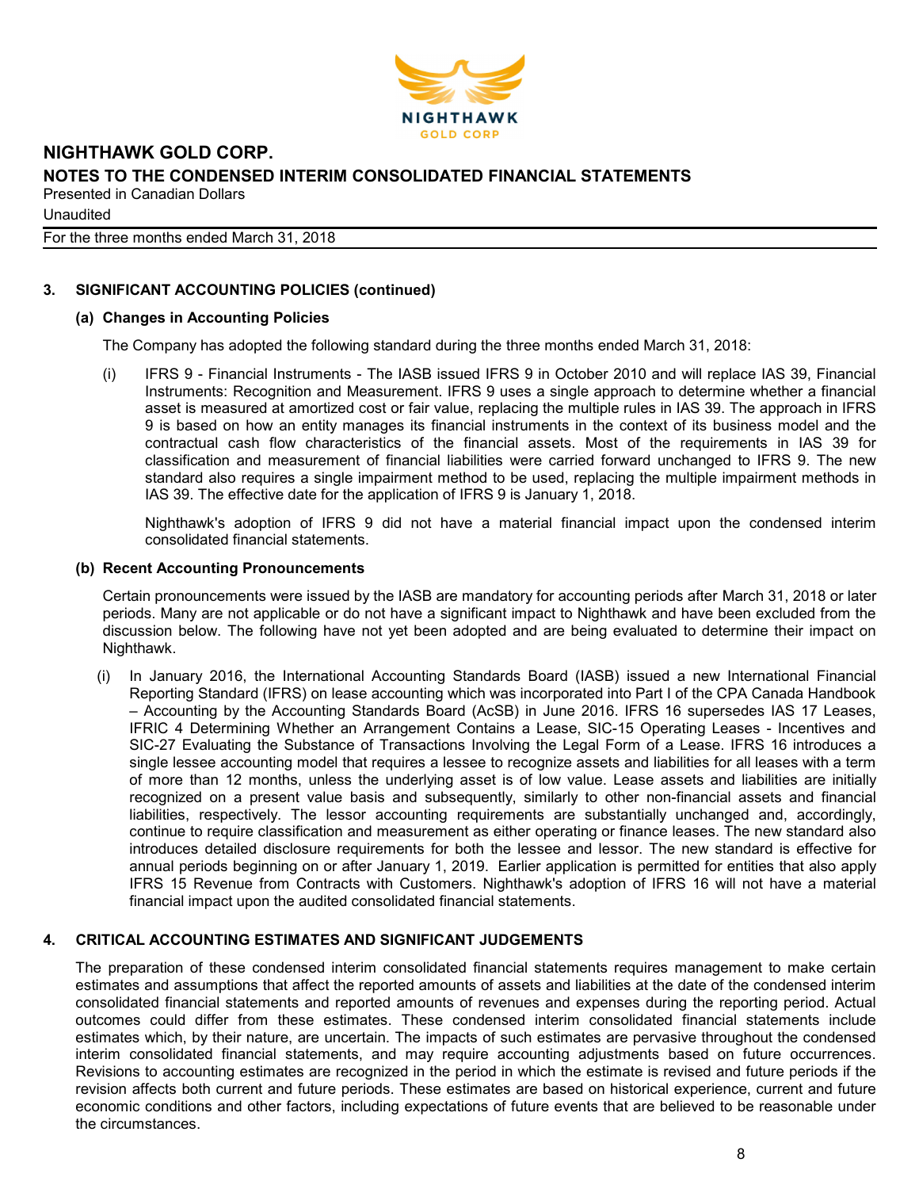### 3. SIGNIFICANT ACCOUNTING POLICIES (continued)

#### (a) Changes in Accounting Policies

The Company has adopted the following standard during the three months ended March 31, 2018:

(i) IFRS 9 - Financial Instruments - The IASB issued IFRS 9 in October 2010 and will replace IAS 39, Financial Instruments: Recognition and Measurement. IFRS 9 uses a single approach to determine whether a financial asset is measured at amortized cost or fair value, replacing the multiple rules in IAS 39. The approach in IFRS 9 is based on how an entity manages its financial instruments in the context of its business model and the contractual cash flow characteristics of the financial assets. Most of the requirements in IAS 39 for classification and measurement of financial liabilities were carried forward unchanged to IFRS 9. The new standard also requires a single impairment method to be used, replacing the multiple impairment methods in IAS 39. The effective date for the application of IFRS 9 is January 1, 2018.

Nighthawk's adoption of IFRS 9 did not have a material financial impact upon the condensed interim consolidated financial statements.

#### (b) Recent Accounting Pronouncements

Certain pronouncements were issued by the IASB are mandatory for accounting periods after March 31, 2018 or later periods. Many are not applicable or do not have a significant impact to Nighthawk and have been excluded from the discussion below. The following have not yet been adopted and are being evaluated to determine their impact on Nighthawk.

(i) In January 2016, the International Accounting Standards Board (IASB) issued a new International Financial Reporting Standard (IFRS) on lease accounting which was incorporated into Part I of the CPA Canada Handbook – Accounting by the Accounting Standards Board (AcSB) in June 2016. IFRS 16 supersedes IAS 17 Leases, IFRIC 4 Determining Whether an Arrangement Contains a Lease, SIC-15 Operating Leases - Incentives and SIC-27 Evaluating the Substance of Transactions Involving the Legal Form of a Lease. IFRS 16 introduces a single lessee accounting model that requires a lessee to recognize assets and liabilities for all leases with a term of more than 12 months, unless the underlying asset is of low value. Lease assets and liabilities are initially recognized on a present value basis and subsequently, similarly to other non-financial assets and financial liabilities, respectively. The lessor accounting requirements are substantially unchanged and, accordingly, continue to require classification and measurement as either operating or finance leases. The new standard also introduces detailed disclosure requirements for both the lessee and lessor. The new standard is effective for annual periods beginning on or after January 1, 2019. Earlier application is permitted for entities that also apply IFRS 15 Revenue from Contracts with Customers. Nighthawk's adoption of IFRS 16 will not have a material financial impact upon the audited consolidated financial statements.

### 4. CRITICAL ACCOUNTING ESTIMATES AND SIGNIFICANT JUDGEMENTS

The preparation of these condensed interim consolidated financial statements requires management to make certain estimates and assumptions that affect the reported amounts of assets and liabilities at the date of the condensed interim consolidated financial statements and reported amounts of revenues and expenses during the reporting period. Actual outcomes could differ from these estimates. These condensed interim consolidated financial statements include estimates which, by their nature, are uncertain. The impacts of such estimates are pervasive throughout the condensed interim consolidated financial statements, and may require accounting adjustments based on future occurrences. Revisions to accounting estimates are recognized in the period in which the estimate is revised and future periods if the revision affects both current and future periods. These estimates are based on historical experience, current and future economic conditions and other factors, including expectations of future events that are believed to be reasonable under the circumstances.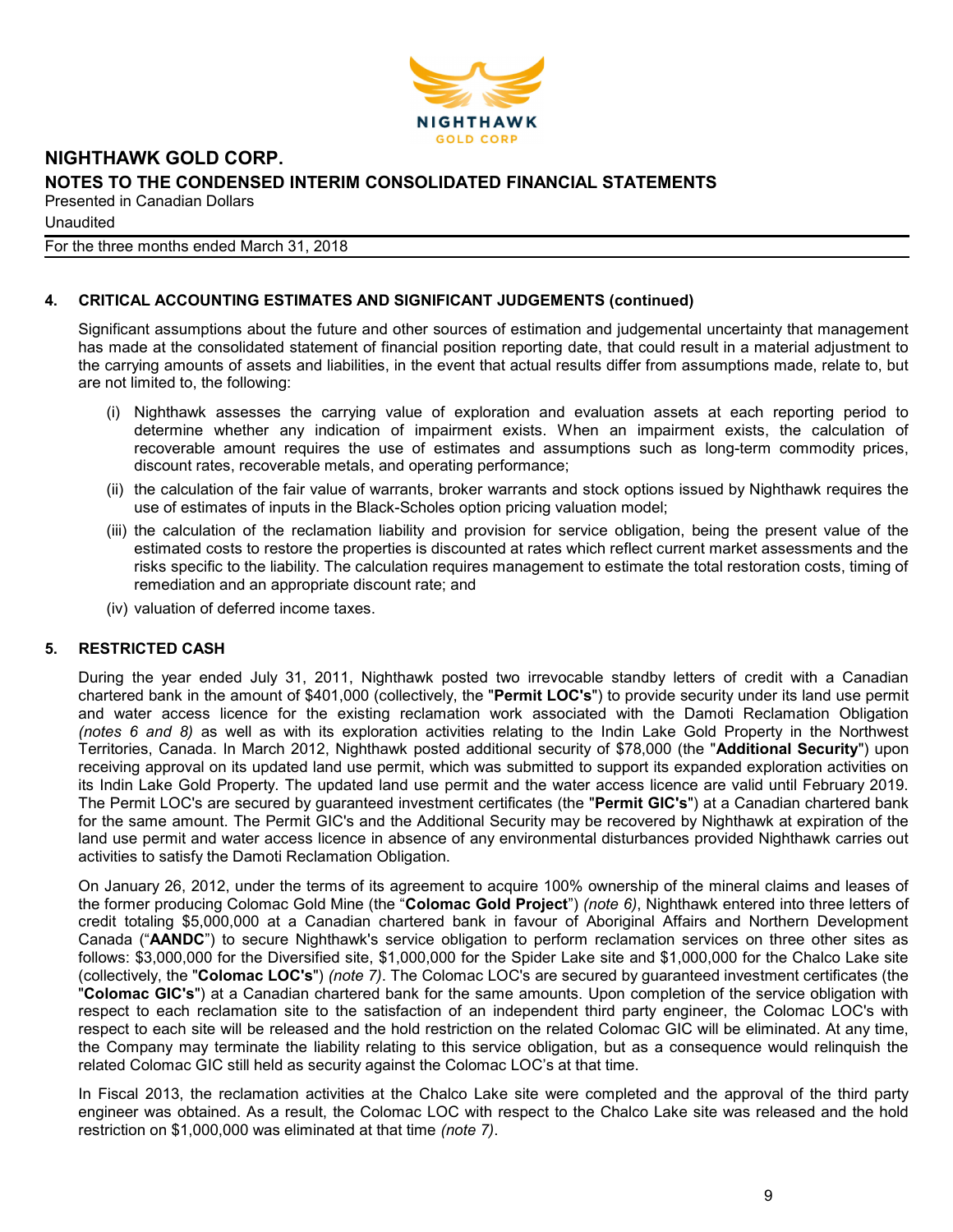## 4. CRITICAL ACCOUNTING ESTIMATES AND SIGNIFICANT JUDGEMENTS (continued)

Significant assumptions about the future and other sources of estimation and judgemental uncertainty that management has made at the consolidated statement of financial position reporting date, that could result in a material adjustment to the carrying amounts of assets and liabilities, in the event that actual results differ from assumptions made, relate to, but are not limited to, the following:

(i) Nighthawk assesses the carrying value of exploration and evaluation assets at each reporting period to determine whether any indication of impairment exists. When an impairment exists, the calculation of recoverable amount requires the use of estimates and assumptions such as long-term commodity prices, discount rates, recoverable metals, and operating performance;

(ii) the calculation of the fair value of warrants, broker warrants and stock options issued by Nighthawk requires the use of estimates of inputs in the Black-Scholes option pricing valuation model;

(iii) the calculation of the reclamation liability and provision for service obligation, being the present value of the estimated costs to restore the properties is discounted at rates which reflect current market assessments and the risks specific to the liability. The calculation requires management to estimate the total restoration costs, timing of remediation and an appropriate discount rate; and

(iv) valuation of deferred income taxes.

## 5. RESTRICTED CASH

During the year ended July 31, 2011, Nighthawk posted two irrevocable standby letters of credit with a Canadian chartered bank in the amount of $401,000 (collectively, the "**Permit LOC's**") to provide security under its land use permit and water access licence for the existing reclamation work associated with the Damoti Reclamation Obligation *(notes 6 and 8)* as well as with its exploration activities relating to the Indin Lake Gold Property in the Northwest Territories, Canada. In March 2012, Nighthawk posted additional security of $78,000 (the "**Additional Security**") upon receiving approval on its updated land use permit, which was submitted to support its expanded exploration activities on its Indin Lake Gold Property. The updated land use permit and the water access licence are valid until February 2019. The Permit LOC's are secured by guaranteed investment certificates (the "**Permit GIC's**") at a Canadian chartered bank for the same amount. The Permit GIC's and the Additional Security may be recovered by Nighthawk at expiration of the land use permit and water access licence in absence of any environmental disturbances provided Nighthawk carries out activities to satisfy the Damoti Reclamation Obligation.

On January 26, 2012, under the terms of its agreement to acquire 100% ownership of the mineral claims and leases of the former producing Colomac Gold Mine (the "**Colomac Gold Project**") *(note 6)*, Nighthawk entered into three letters of credit totaling $5,000,000 at a Canadian chartered bank in favour of Aboriginal Affairs and Northern Development Canada ("**AANDC**") to secure Nighthawk's service obligation to perform reclamation services on three other sites as follows: $3,000,000 for the Diversified site, $1,000,000 for the Spider Lake site and $1,000,000 for the Chalco Lake site (collectively, the "**Colomac LOC's**") *(note 7)*. The Colomac LOC's are secured by guaranteed investment certificates (the "**Colomac GIC's**") at a Canadian chartered bank for the same amounts. Upon completion of the service obligation with respect to each reclamation site to the satisfaction of an independent third party engineer, the Colomac LOC's with respect to each site will be released and the hold restriction on the related Colomac GIC will be eliminated. At any time, the Company may terminate the liability relating to this service obligation, but as a consequence would relinquish the related Colomac GIC still held as security against the Colomac LOC's at that time.

In Fiscal 2013, the reclamation activities at the Chalco Lake site were completed and the approval of the third party engineer was obtained. As a result, the Colomac LOC with respect to the Chalco Lake site was released and the hold restriction on $1,000,000 was eliminated at that time *(note 7)*.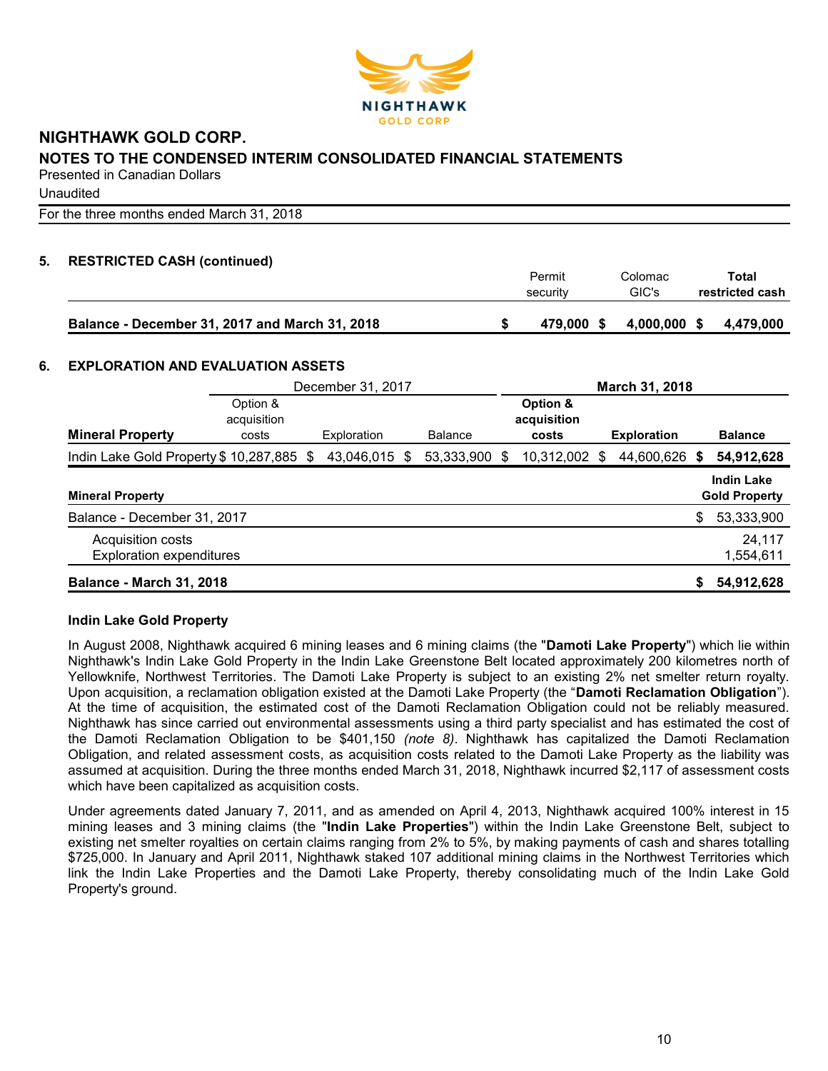# NIGHTHAWK GOLD CORP.

## NOTES TO THE CONDENSED INTERIM CONSOLIDATED FINANCIAL STATEMENTS

Presented in Canadian Dollars

Unaudited

For the three months ended March 31, 2018

### 5. RESTRICTED CASH (continued)

| | Permit security | Colomac GIC's | Total restricted cash |
|---|---|---|---|
| **Balance - December 31, 2017 and March 31, 2018** | $ 479,000 | $ 4,000,000 | $ 4,479,000 |

### 6. EXPLORATION AND EVALUATION ASSETS

| | December 31, 2017 | | | **March 31, 2018** | | |
|---|---|---|---|---|---|---|
| **Mineral Property** | Option & acquisition costs | Exploration | Balance | **Option & acquisition costs** | **Exploration** | **Balance** |
| Indin Lake Gold Property | $ 10,287,885 | $ 43,046,015 | $ 53,333,900 | $ 10,312,002 | $ 44,600,626 | **$ 54,912,628** |

| **Mineral Property** | **Indin Lake Gold Property** |
|---|---|
| Balance - December 31, 2017 | $ 53,333,900 |
| Acquisition costs | 24,117 |
| Exploration expenditures | 1,554,611 |
| **Balance - March 31, 2018** | **$ 54,912,628** |

**Indin Lake Gold Property**

In August 2008, Nighthawk acquired 6 mining leases and 6 mining claims (the "**Damoti Lake Property**") which lie within Nighthawk's Indin Lake Gold Property in the Indin Lake Greenstone Belt located approximately 200 kilometres north of Yellowknife, Northwest Territories. The Damoti Lake Property is subject to an existing 2% net smelter return royalty. Upon acquisition, a reclamation obligation existed at the Damoti Lake Property (the "**Damoti Reclamation Obligation**"). At the time of acquisition, the estimated cost of the Damoti Reclamation Obligation could not be reliably measured. Nighthawk has since carried out environmental assessments using a third party specialist and has estimated the cost of the Damoti Reclamation Obligation to be $401,150 *(note 8)*. Nighthawk has capitalized the Damoti Reclamation Obligation, and related assessment costs, as acquisition costs related to the Damoti Lake Property as the liability was assumed at acquisition. During the three months ended March 31, 2018, Nighthawk incurred $2,117 of assessment costs which have been capitalized as acquisition costs.

Under agreements dated January 7, 2011, and as amended on April 4, 2013, Nighthawk acquired 100% interest in 15 mining leases and 3 mining claims (the "**Indin Lake Properties**") within the Indin Lake Greenstone Belt, subject to existing net smelter royalties on certain claims ranging from 2% to 5%, by making payments of cash and shares totalling $725,000. In January and April 2011, Nighthawk staked 107 additional mining claims in the Northwest Territories which link the Indin Lake Properties and the Damoti Lake Property, thereby consolidating much of the Indin Lake Gold Property's ground.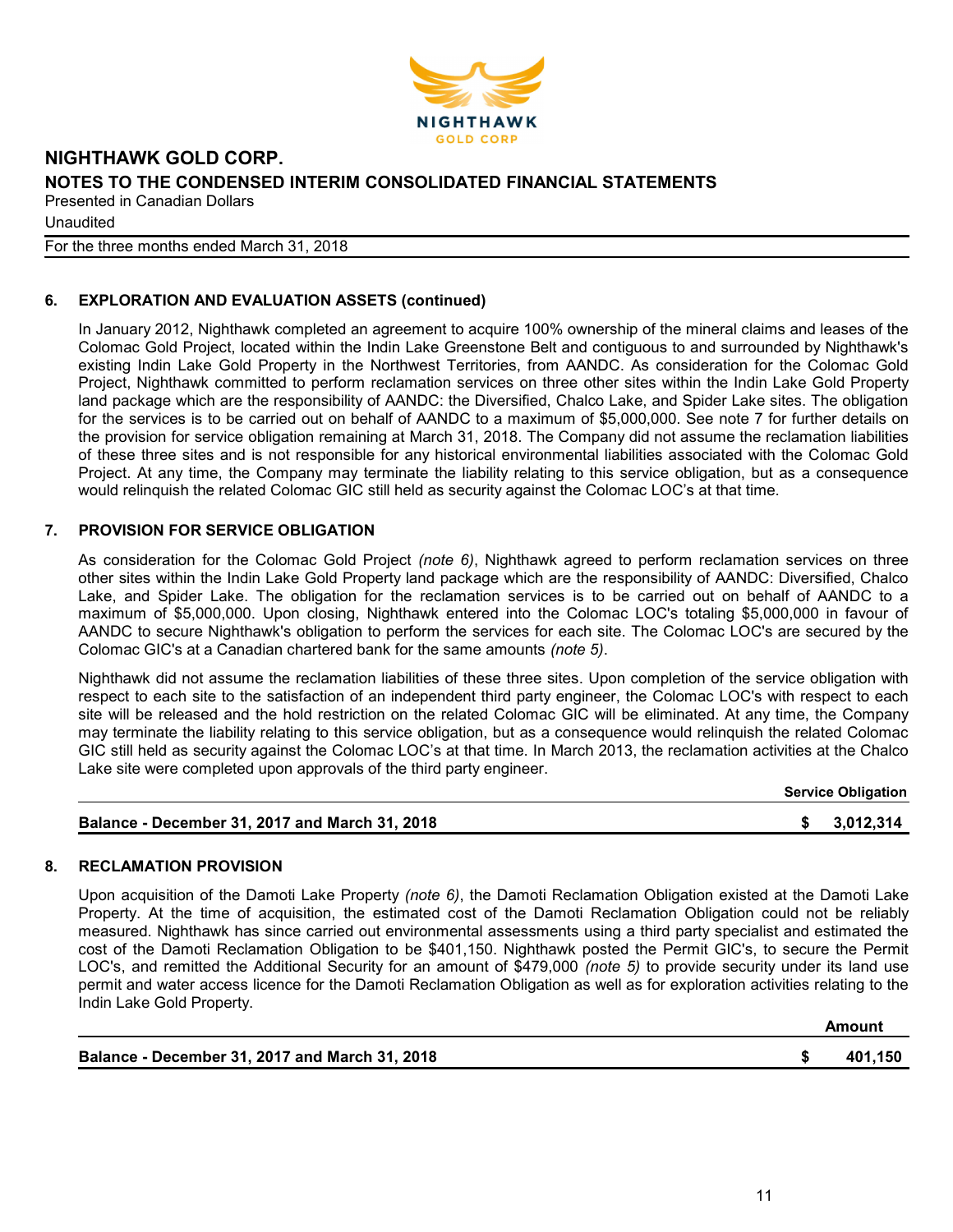## 6. EXPLORATION AND EVALUATION ASSETS (continued)

In January 2012, Nighthawk completed an agreement to acquire 100% ownership of the mineral claims and leases of the Colomac Gold Project, located within the Indin Lake Greenstone Belt and contiguous to and surrounded by Nighthawk's existing Indin Lake Gold Property in the Northwest Territories, from AANDC. As consideration for the Colomac Gold Project, Nighthawk committed to perform reclamation services on three other sites within the Indin Lake Gold Property land package which are the responsibility of AANDC: the Diversified, Chalco Lake, and Spider Lake sites. The obligation for the services is to be carried out on behalf of AANDC to a maximum of $5,000,000. See note 7 for further details on the provision for service obligation remaining at March 31, 2018. The Company did not assume the reclamation liabilities of these three sites and is not responsible for any historical environmental liabilities associated with the Colomac Gold Project. At any time, the Company may terminate the liability relating to this service obligation, but as a consequence would relinquish the related Colomac GIC still held as security against the Colomac LOC's at that time.

## 7. PROVISION FOR SERVICE OBLIGATION

As consideration for the Colomac Gold Project *(note 6)*, Nighthawk agreed to perform reclamation services on three other sites within the Indin Lake Gold Property land package which are the responsibility of AANDC: Diversified, Chalco Lake, and Spider Lake. The obligation for the reclamation services is to be carried out on behalf of AANDC to a maximum of $5,000,000. Upon closing, Nighthawk entered into the Colomac LOC's totaling $5,000,000 in favour of AANDC to secure Nighthawk's obligation to perform the services for each site. The Colomac LOC's are secured by the Colomac GIC's at a Canadian chartered bank for the same amounts *(note 5)*.

Nighthawk did not assume the reclamation liabilities of these three sites. Upon completion of the service obligation with respect to each site to the satisfaction of an independent third party engineer, the Colomac LOC's with respect to each site will be released and the hold restriction on the related Colomac GIC will be eliminated. At any time, the Company may terminate the liability relating to this service obligation, but as a consequence would relinquish the related Colomac GIC still held as security against the Colomac LOC's at that time. In March 2013, the reclamation activities at the Chalco Lake site were completed upon approvals of the third party engineer.

| | Service Obligation |
|---|---|
| **Balance - December 31, 2017 and March 31, 2018** | **$ 3,012,314** |

## 8. RECLAMATION PROVISION

Upon acquisition of the Damoti Lake Property *(note 6)*, the Damoti Reclamation Obligation existed at the Damoti Lake Property. At the time of acquisition, the estimated cost of the Damoti Reclamation Obligation could not be reliably measured. Nighthawk has since carried out environmental assessments using a third party specialist and estimated the cost of the Damoti Reclamation Obligation to be $401,150. Nighthawk posted the Permit GIC's, to secure the Permit LOC's, and remitted the Additional Security for an amount of $479,000 *(note 5)* to provide security under its land use permit and water access licence for the Damoti Reclamation Obligation as well as for exploration activities relating to the Indin Lake Gold Property.

| | Amount |
|---|---|
| **Balance - December 31, 2017 and March 31, 2018** | **$ 401,150** |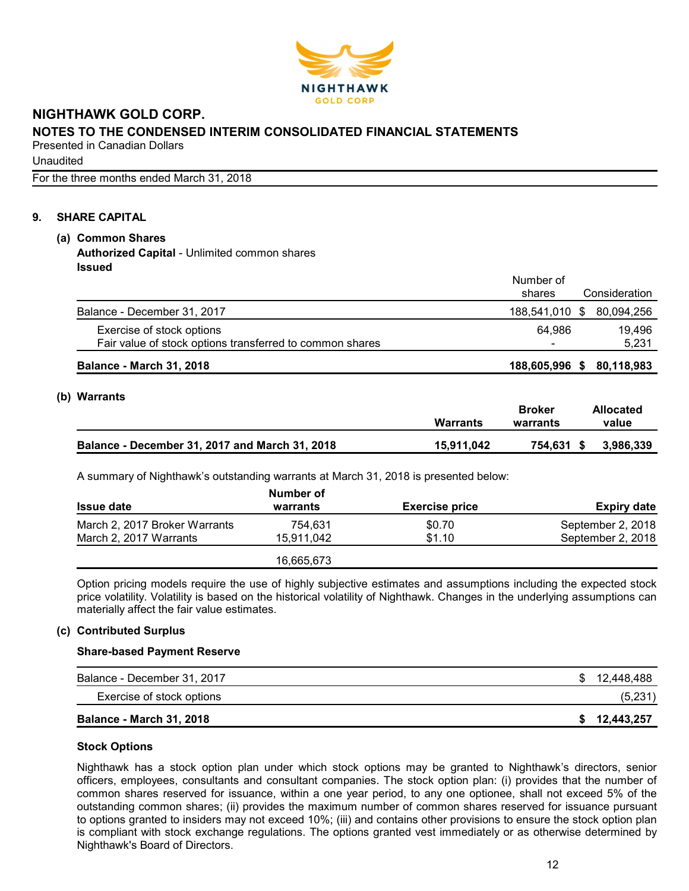# NIGHTHAWK GOLD CORP.

## NOTES TO THE CONDENSED INTERIM CONSOLIDATED FINANCIAL STATEMENTS

Presented in Canadian Dollars

Unaudited

For the three months ended March 31, 2018

### 9. SHARE CAPITAL

#### (a) Common Shares

**Authorized Capital** - Unlimited common shares

**Issued**

| | Number of shares | Consideration |
|---|---|---|
| Balance - December 31, 2017 | 188,541,010 | $ 80,094,256 |
| Exercise of stock options | 64,986 | 19,496 |
| Fair value of stock options transferred to common shares | - | 5,231 |
| **Balance - March 31, 2018** | **188,605,996** | **$ 80,118,983** |

#### (b) Warrants

| | Warrants | Broker warrants | Allocated value |
|---|---|---|---|
| **Balance - December 31, 2017 and March 31, 2018** | **15,911,042** | **754,631** | **$ 3,986,339** |

A summary of Nighthawk's outstanding warrants at March 31, 2018 is presented below:

| Issue date | Number of warrants | Exercise price | Expiry date |
|---|---|---|---|
| March 2, 2017 Broker Warrants | 754,631 | $0.70 | September 2, 2018 |
| March 2, 2017 Warrants | 15,911,042 | $1.10 | September 2, 2018 |
| | 16,665,673 | | |

Option pricing models require the use of highly subjective estimates and assumptions including the expected stock price volatility. Volatility is based on the historical volatility of Nighthawk. Changes in the underlying assumptions can materially affect the fair value estimates.

#### (c) Contributed Surplus

**Share-based Payment Reserve**

| | |
|---|---|
| Balance - December 31, 2017 | $ 12,448,488 |
| Exercise of stock options | (5,231) |
| **Balance - March 31, 2018** | **$ 12,443,257** |

**Stock Options**

Nighthawk has a stock option plan under which stock options may be granted to Nighthawk's directors, senior officers, employees, consultants and consultant companies. The stock option plan: (i) provides that the number of common shares reserved for issuance, within a one year period, to any one optionee, shall not exceed 5% of the outstanding common shares; (ii) provides the maximum number of common shares reserved for issuance pursuant to options granted to insiders may not exceed 10%; (iii) and contains other provisions to ensure the stock option plan is compliant with stock exchange regulations. The options granted vest immediately or as otherwise determined by Nighthawk's Board of Directors.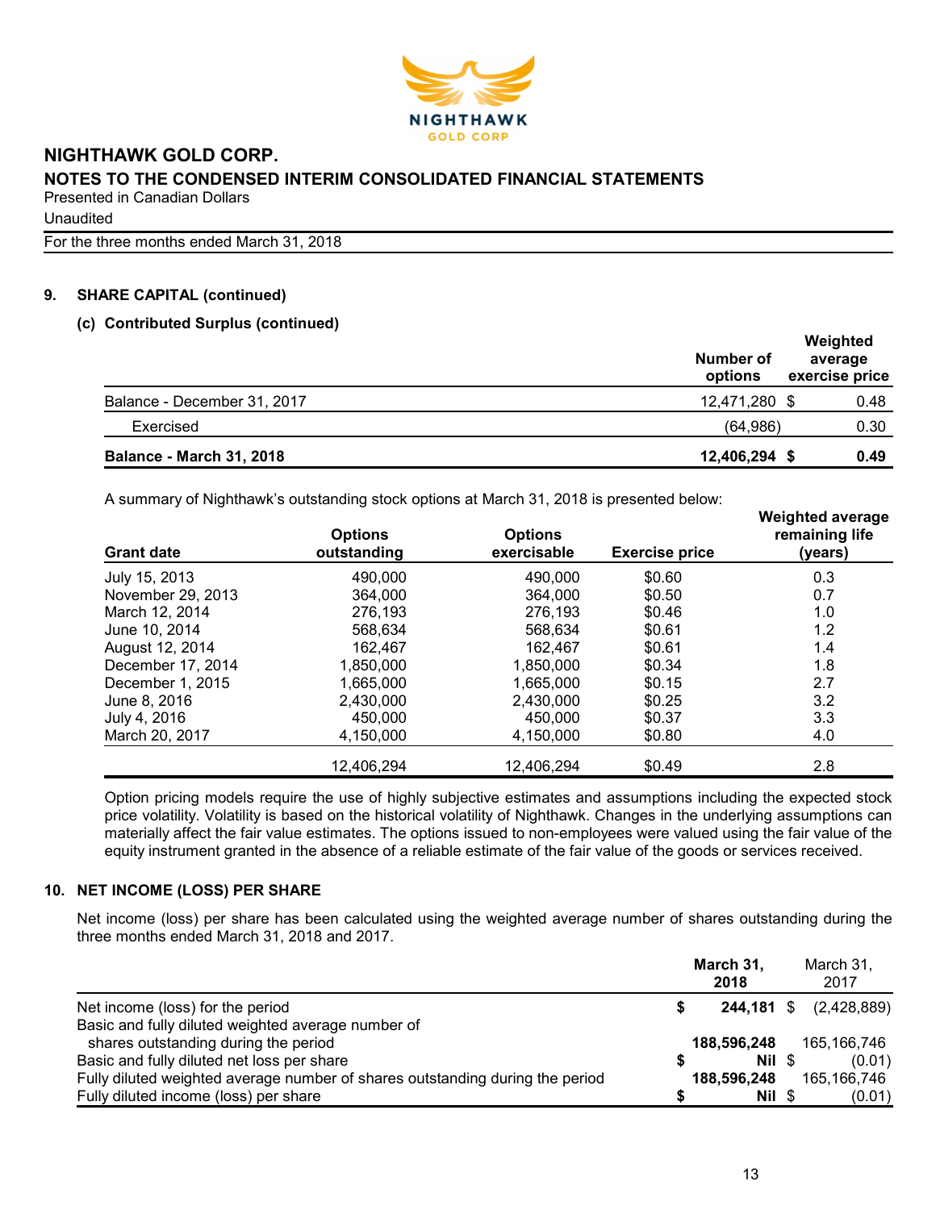## 9. SHARE CAPITAL (continued)

### (c) Contributed Surplus (continued)

| | Number of options | Weighted average exercise price |
|---|---|---|
| Balance - December 31, 2017 | 12,471,280 | $ 0.48 |
| Exercised | (64,986) | 0.30 |
| **Balance - March 31, 2018** | **12,406,294** | **$ 0.49** |

A summary of Nighthawk's outstanding stock options at March 31, 2018 is presented below:

| Grant date | Options outstanding | Options exercisable | Exercise price | Weighted average remaining life (years) |
|---|---|---|---|---|
| July 15, 2013 | 490,000 | 490,000 | $0.60 | 0.3 |
| November 29, 2013 | 364,000 | 364,000 | $0.50 | 0.7 |
| March 12, 2014 | 276,193 | 276,193 | $0.46 | 1.0 |
| June 10, 2014 | 568,634 | 568,634 | $0.61 | 1.2 |
| August 12, 2014 | 162,467 | 162,467 | $0.61 | 1.4 |
| December 17, 2014 | 1,850,000 | 1,850,000 | $0.34 | 1.8 |
| December 1, 2015 | 1,665,000 | 1,665,000 | $0.15 | 2.7 |
| June 8, 2016 | 2,430,000 | 2,430,000 | $0.25 | 3.2 |
| July 4, 2016 | 450,000 | 450,000 | $0.37 | 3.3 |
| March 20, 2017 | 4,150,000 | 4,150,000 | $0.80 | 4.0 |
| | 12,406,294 | 12,406,294 | $0.49 | 2.8 |

Option pricing models require the use of highly subjective estimates and assumptions including the expected stock price volatility. Volatility is based on the historical volatility of Nighthawk. Changes in the underlying assumptions can materially affect the fair value estimates. The options issued to non-employees were valued using the fair value of the equity instrument granted in the absence of a reliable estimate of the fair value of the goods or services received.

## 10. NET INCOME (LOSS) PER SHARE

Net income (loss) per share has been calculated using the weighted average number of shares outstanding during the three months ended March 31, 2018 and 2017.

| | March 31, 2018 | March 31, 2017 |
|---|---|---|
| Net income (loss) for the period | **$ 244,181** | $ (2,428,889) |
| Basic and fully diluted weighted average number of shares outstanding during the period | **188,596,248** | 165,166,746 |
| Basic and fully diluted net loss per share | **$ Nil** | $ (0.01) |
| Fully diluted weighted average number of shares outstanding during the period | **188,596,248** | 165,166,746 |
| Fully diluted income (loss) per share | **$ Nil** | $ (0.01) |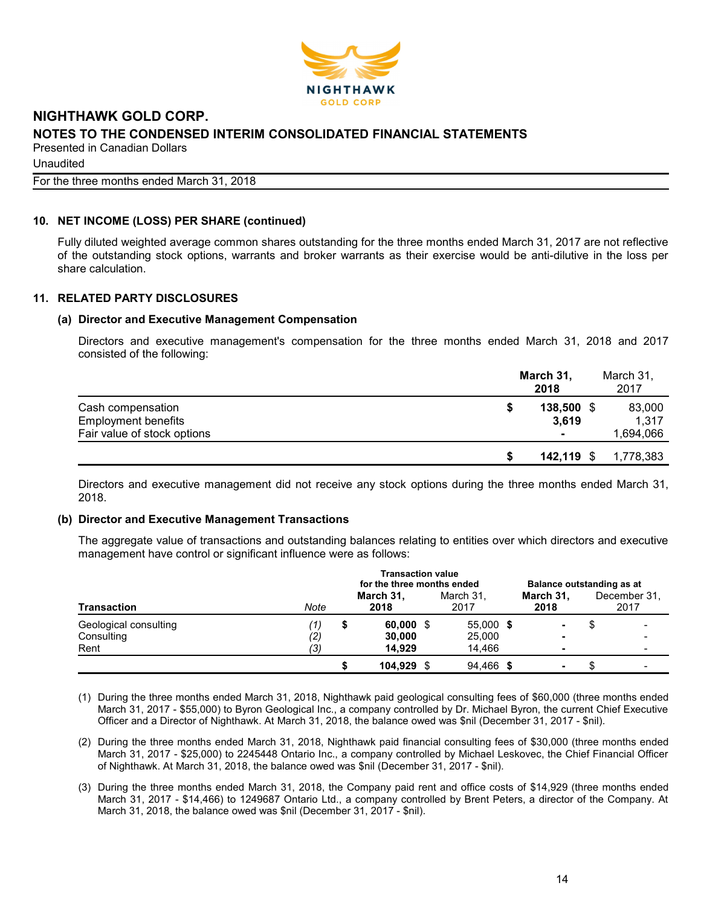# NIGHTHAWK GOLD CORP.

## NOTES TO THE CONDENSED INTERIM CONSOLIDATED FINANCIAL STATEMENTS

Presented in Canadian Dollars

Unaudited

For the three months ended March 31, 2018

### 10. NET INCOME (LOSS) PER SHARE (continued)

Fully diluted weighted average common shares outstanding for the three months ended March 31, 2017 are not reflective of the outstanding stock options, warrants and broker warrants as their exercise would be anti-dilutive in the loss per share calculation.

### 11. RELATED PARTY DISCLOSURES

#### (a) Director and Executive Management Compensation

Directors and executive management's compensation for the three months ended March 31, 2018 and 2017 consisted of the following:

| | **March 31, 2018** | March 31, 2017 |
|---|---|---|
| Cash compensation | **$ 138,500** | $ 83,000 |
| Employment benefits | **3,619** | 1,317 |
| Fair value of stock options | **-** | 1,694,066 |
| | **$ 142,119** | $ 1,778,383 |

Directors and executive management did not receive any stock options during the three months ended March 31, 2018.

#### (b) Director and Executive Management Transactions

The aggregate value of transactions and outstanding balances relating to entities over which directors and executive management have control or significant influence were as follows:

| | | Transaction value for the three months ended | | Balance outstanding as at | |
|---|---|---|---|---|---|
| **Transaction** | *Note* | **March 31, 2018** | March 31, 2017 | **March 31, 2018** | December 31, 2017 |
| Geological consulting | *(1)* | **$ 60,000** | $ 55,000 | **$ -** | $ - |
| Consulting | *(2)* | **30,000** | 25,000 | **-** | - |
| Rent | *(3)* | **14,929** | 14,466 | **-** | - |
| | | **$ 104,929** | $ 94,466 | **$ -** | $ - |

(1) During the three months ended March 31, 2018, Nighthawk paid geological consulting fees of $60,000 (three months ended March 31, 2017 - $55,000) to Byron Geological Inc., a company controlled by Dr. Michael Byron, the current Chief Executive Officer and a Director of Nighthawk. At March 31, 2018, the balance owed was $nil (December 31, 2017 - $nil).

(2) During the three months ended March 31, 2018, Nighthawk paid financial consulting fees of $30,000 (three months ended March 31, 2017 - $25,000) to 2245448 Ontario Inc., a company controlled by Michael Leskovec, the Chief Financial Officer of Nighthawk. At March 31, 2018, the balance owed was $nil (December 31, 2017 - $nil).

(3) During the three months ended March 31, 2018, the Company paid rent and office costs of $14,929 (three months ended March 31, 2017 - $14,466) to 1249687 Ontario Ltd., a company controlled by Brent Peters, a director of the Company. At March 31, 2018, the balance owed was $nil (December 31, 2017 - $nil).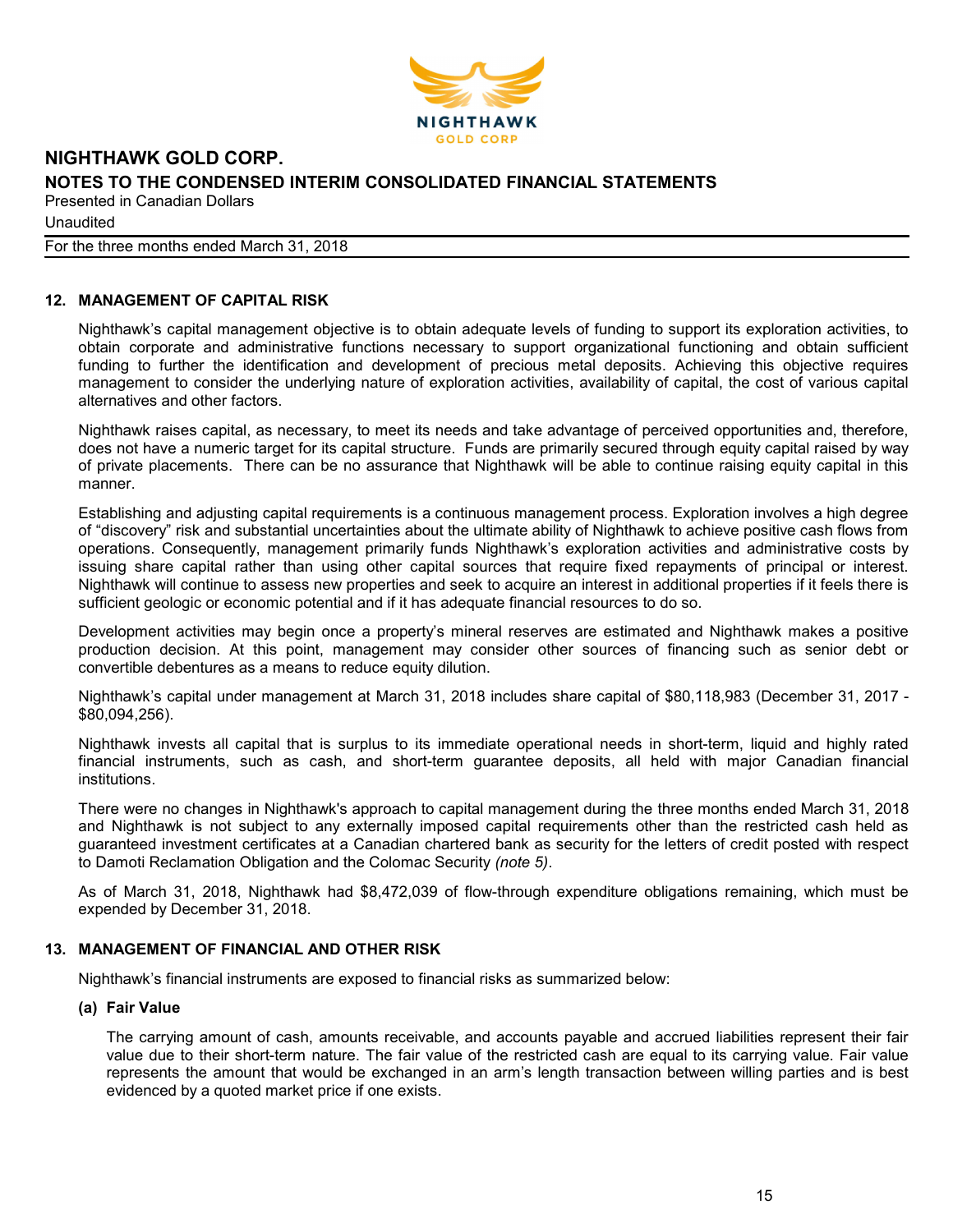## 12. MANAGEMENT OF CAPITAL RISK

Nighthawk's capital management objective is to obtain adequate levels of funding to support its exploration activities, to obtain corporate and administrative functions necessary to support organizational functioning and obtain sufficient funding to further the identification and development of precious metal deposits. Achieving this objective requires management to consider the underlying nature of exploration activities, availability of capital, the cost of various capital alternatives and other factors.

Nighthawk raises capital, as necessary, to meet its needs and take advantage of perceived opportunities and, therefore, does not have a numeric target for its capital structure. Funds are primarily secured through equity capital raised by way of private placements. There can be no assurance that Nighthawk will be able to continue raising equity capital in this manner.

Establishing and adjusting capital requirements is a continuous management process. Exploration involves a high degree of "discovery" risk and substantial uncertainties about the ultimate ability of Nighthawk to achieve positive cash flows from operations. Consequently, management primarily funds Nighthawk's exploration activities and administrative costs by issuing share capital rather than using other capital sources that require fixed repayments of principal or interest. Nighthawk will continue to assess new properties and seek to acquire an interest in additional properties if it feels there is sufficient geologic or economic potential and if it has adequate financial resources to do so.

Development activities may begin once a property's mineral reserves are estimated and Nighthawk makes a positive production decision. At this point, management may consider other sources of financing such as senior debt or convertible debentures as a means to reduce equity dilution.

Nighthawk's capital under management at March 31, 2018 includes share capital of $80,118,983 (December 31, 2017 - $80,094,256).

Nighthawk invests all capital that is surplus to its immediate operational needs in short-term, liquid and highly rated financial instruments, such as cash, and short-term guarantee deposits, all held with major Canadian financial institutions.

There were no changes in Nighthawk's approach to capital management during the three months ended March 31, 2018 and Nighthawk is not subject to any externally imposed capital requirements other than the restricted cash held as guaranteed investment certificates at a Canadian chartered bank as security for the letters of credit posted with respect to Damoti Reclamation Obligation and the Colomac Security *(note 5)*.

As of March 31, 2018, Nighthawk had $8,472,039 of flow-through expenditure obligations remaining, which must be expended by December 31, 2018.

## 13. MANAGEMENT OF FINANCIAL AND OTHER RISK

Nighthawk's financial instruments are exposed to financial risks as summarized below:

### (a) Fair Value

The carrying amount of cash, amounts receivable, and accounts payable and accrued liabilities represent their fair value due to their short-term nature. The fair value of the restricted cash are equal to its carrying value. Fair value represents the amount that would be exchanged in an arm's length transaction between willing parties and is best evidenced by a quoted market price if one exists.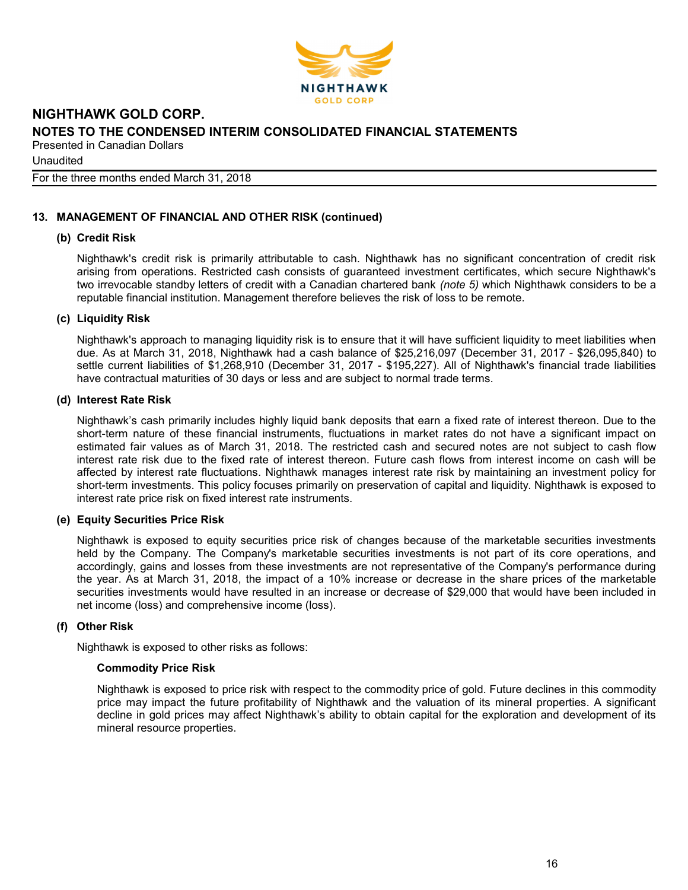## 13. MANAGEMENT OF FINANCIAL AND OTHER RISK (continued)

### (b) Credit Risk

Nighthawk's credit risk is primarily attributable to cash. Nighthawk has no significant concentration of credit risk arising from operations. Restricted cash consists of guaranteed investment certificates, which secure Nighthawk's two irrevocable standby letters of credit with a Canadian chartered bank *(note 5)* which Nighthawk considers to be a reputable financial institution. Management therefore believes the risk of loss to be remote.

### (c) Liquidity Risk

Nighthawk's approach to managing liquidity risk is to ensure that it will have sufficient liquidity to meet liabilities when due. As at March 31, 2018, Nighthawk had a cash balance of $25,216,097 (December 31, 2017 - $26,095,840) to settle current liabilities of $1,268,910 (December 31, 2017 - $195,227). All of Nighthawk's financial trade liabilities have contractual maturities of 30 days or less and are subject to normal trade terms.

### (d) Interest Rate Risk

Nighthawk's cash primarily includes highly liquid bank deposits that earn a fixed rate of interest thereon. Due to the short-term nature of these financial instruments, fluctuations in market rates do not have a significant impact on estimated fair values as of March 31, 2018. The restricted cash and secured notes are not subject to cash flow interest rate risk due to the fixed rate of interest thereon. Future cash flows from interest income on cash will be affected by interest rate fluctuations. Nighthawk manages interest rate risk by maintaining an investment policy for short-term investments. This policy focuses primarily on preservation of capital and liquidity. Nighthawk is exposed to interest rate price risk on fixed interest rate instruments.

### (e) Equity Securities Price Risk

Nighthawk is exposed to equity securities price risk of changes because of the marketable securities investments held by the Company. The Company's marketable securities investments is not part of its core operations, and accordingly, gains and losses from these investments are not representative of the Company's performance during the year. As at March 31, 2018, the impact of a 10% increase or decrease in the share prices of the marketable securities investments would have resulted in an increase or decrease of $29,000 that would have been included in net income (loss) and comprehensive income (loss).

### (f) Other Risk

Nighthawk is exposed to other risks as follows:

**Commodity Price Risk**

Nighthawk is exposed to price risk with respect to the commodity price of gold. Future declines in this commodity price may impact the future profitability of Nighthawk and the valuation of its mineral properties. A significant decline in gold prices may affect Nighthawk's ability to obtain capital for the exploration and development of its mineral resource properties.